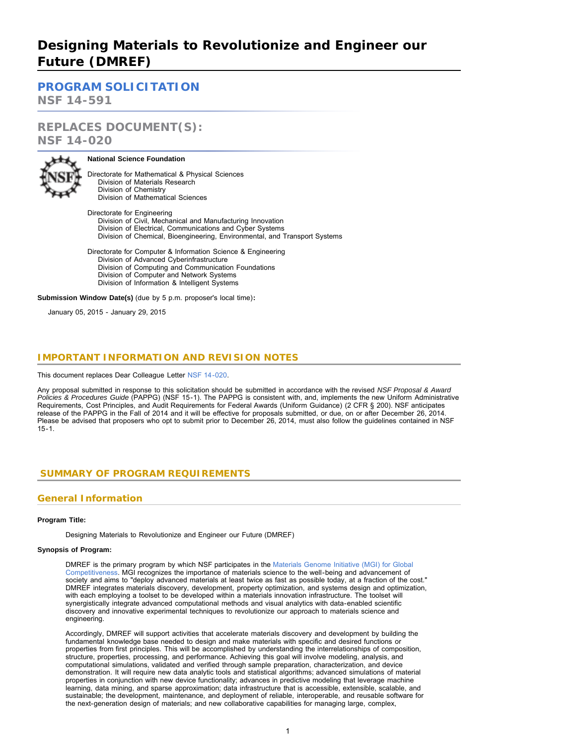# Designing Materials to Revolutionize and Engineer our Future (DMREF)

## PROGRAM SOLICITATION
**NSF 14-591**

## REPLACES DOCUMENT(S):
**NSF 14-020**

**National Science Foundation**

Directorate for Mathematical & Physical Sciences
- Division of Materials Research
- Division of Chemistry
- Division of Mathematical Sciences

Directorate for Engineering
- Division of Civil, Mechanical and Manufacturing Innovation
- Division of Electrical, Communications and Cyber Systems
- Division of Chemical, Bioengineering, Environmental, and Transport Systems

Directorate for Computer & Information Science & Engineering
- Division of Advanced Cyberinfrastructure
- Division of Computing and Communication Foundations
- Division of Computer and Network Systems
- Division of Information & Intelligent Systems

**Submission Window Date(s)** (due by 5 p.m. proposer's local time)**:**

January 05, 2015 - January 29, 2015

## IMPORTANT INFORMATION AND REVISION NOTES

This document replaces Dear Colleague Letter NSF 14-020.

Any proposal submitted in response to this solicitation should be submitted in accordance with the revised *NSF Proposal & Award Policies & Procedures Guide* (PAPPG) (NSF 15-1). The PAPPG is consistent with, and implements the new Uniform Administrative Requirements, Cost Principles, and Audit Requirements for Federal Awards (Uniform Guidance) (2 CFR § 200). NSF anticipates release of the PAPPG in the Fall of 2014 and it will be effective for proposals submitted, or due, on or after December 26, 2014. Please be advised that proposers who opt to submit prior to December 26, 2014, must also follow the guidelines contained in NSF 15-1.

## SUMMARY OF PROGRAM REQUIREMENTS

### General Information

**Program Title:**

Designing Materials to Revolutionize and Engineer our Future (DMREF)

**Synopsis of Program:**

DMREF is the primary program by which NSF participates in the Materials Genome Initiative (MGI) for Global Competitiveness. MGI recognizes the importance of materials science to the well-being and advancement of society and aims to "deploy advanced materials at least twice as fast as possible today, at a fraction of the cost." DMREF integrates materials discovery, development, property optimization, and systems design and optimization, with each employing a toolset to be developed within a materials innovation infrastructure. The toolset will synergistically integrate advanced computational methods and visual analytics with data-enabled scientific discovery and innovative experimental techniques to revolutionize our approach to materials science and engineering.

Accordingly, DMREF will support activities that accelerate materials discovery and development by building the fundamental knowledge base needed to design and make materials with specific and desired functions or properties from first principles. This will be accomplished by understanding the interrelationships of composition, structure, properties, processing, and performance. Achieving this goal will involve modeling, analysis, and computational simulations, validated and verified through sample preparation, characterization, and device demonstration. It will require new data analytic tools and statistical algorithms; advanced simulations of material properties in conjunction with new device functionality; advances in predictive modeling that leverage machine learning, data mining, and sparse approximation; data infrastructure that is accessible, extensible, scalable, and sustainable; the development, maintenance, and deployment of reliable, interoperable, and reusable software for the next-generation design of materials; and new collaborative capabilities for managing large, complex,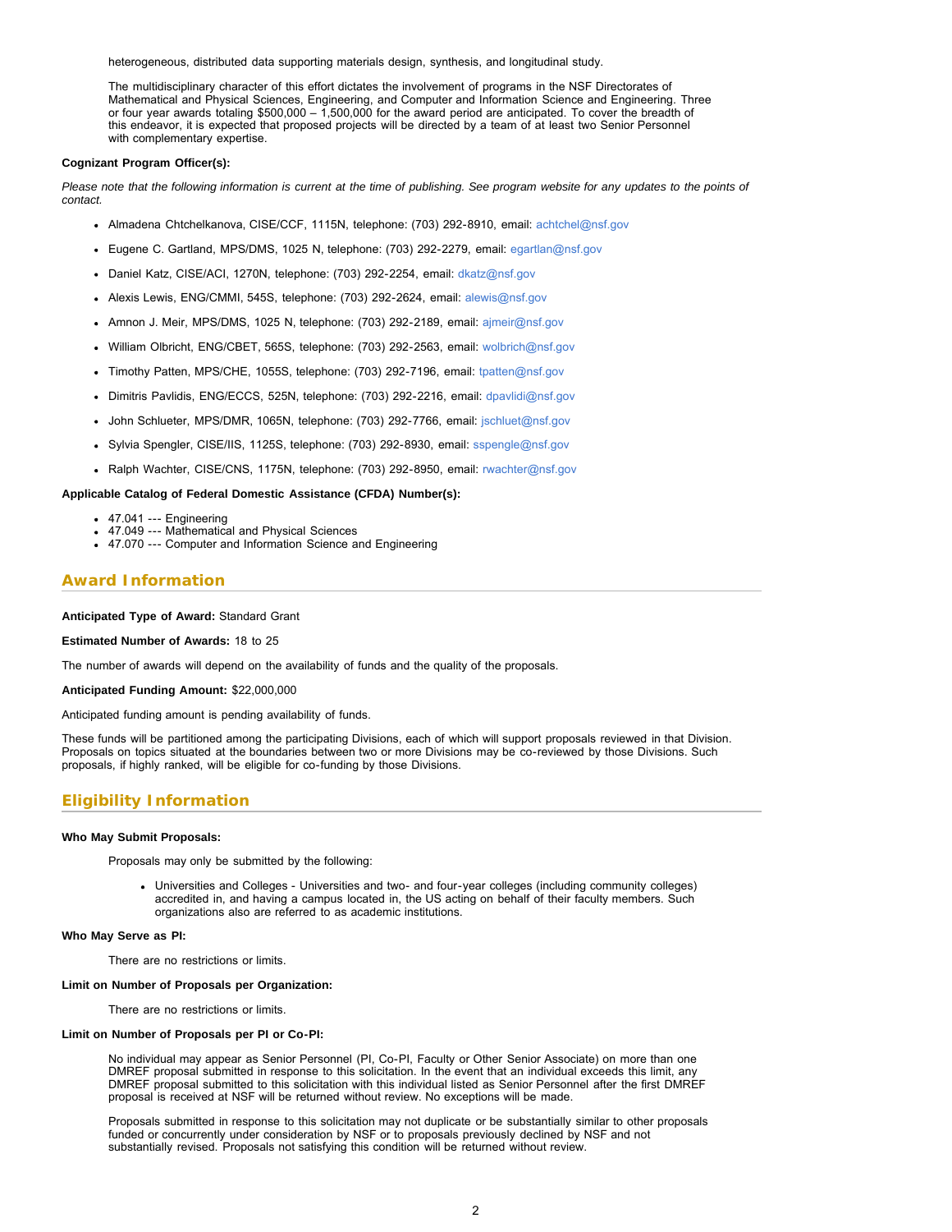heterogeneous, distributed data supporting materials design, synthesis, and longitudinal study.

The multidisciplinary character of this effort dictates the involvement of programs in the NSF Directorates of Mathematical and Physical Sciences, Engineering, and Computer and Information Science and Engineering. Three or four year awards totaling $500,000 – 1,500,000 for the award period are anticipated. To cover the breadth of this endeavor, it is expected that proposed projects will be directed by a team of at least two Senior Personnel with complementary expertise.

**Cognizant Program Officer(s):**

*Please note that the following information is current at the time of publishing. See program website for any updates to the points of contact.*

- Almadena Chtchelkanova, CISE/CCF, 1115N, telephone: (703) 292-8910, email: achtchel@nsf.gov
- Eugene C. Gartland, MPS/DMS, 1025 N, telephone: (703) 292-2279, email: egartlan@nsf.gov
- Daniel Katz, CISE/ACI, 1270N, telephone: (703) 292-2254, email: dkatz@nsf.gov
- Alexis Lewis, ENG/CMMI, 545S, telephone: (703) 292-2624, email: alewis@nsf.gov
- Amnon J. Meir, MPS/DMS, 1025 N, telephone: (703) 292-2189, email: ajmeir@nsf.gov
- William Olbricht, ENG/CBET, 565S, telephone: (703) 292-2563, email: wolbrich@nsf.gov
- Timothy Patten, MPS/CHE, 1055S, telephone: (703) 292-7196, email: tpatten@nsf.gov
- Dimitris Pavlidis, ENG/ECCS, 525N, telephone: (703) 292-2216, email: dpavlidi@nsf.gov
- John Schlueter, MPS/DMR, 1065N, telephone: (703) 292-7766, email: jschluet@nsf.gov
- Sylvia Spengler, CISE/IIS, 1125S, telephone: (703) 292-8930, email: sspengle@nsf.gov
- Ralph Wachter, CISE/CNS, 1175N, telephone: (703) 292-8950, email: rwachter@nsf.gov

**Applicable Catalog of Federal Domestic Assistance (CFDA) Number(s):**

- 47.041 --- Engineering
- 47.049 --- Mathematical and Physical Sciences
- 47.070 --- Computer and Information Science and Engineering

## Award Information

**Anticipated Type of Award:** Standard Grant

**Estimated Number of Awards:** 18 to 25

The number of awards will depend on the availability of funds and the quality of the proposals.

**Anticipated Funding Amount:** $22,000,000

Anticipated funding amount is pending availability of funds.

These funds will be partitioned among the participating Divisions, each of which will support proposals reviewed in that Division. Proposals on topics situated at the boundaries between two or more Divisions may be co-reviewed by those Divisions. Such proposals, if highly ranked, will be eligible for co-funding by those Divisions.

## Eligibility Information

**Who May Submit Proposals:**

Proposals may only be submitted by the following:

- Universities and Colleges - Universities and two- and four-year colleges (including community colleges) accredited in, and having a campus located in, the US acting on behalf of their faculty members. Such organizations also are referred to as academic institutions.

**Who May Serve as PI:**

There are no restrictions or limits.

**Limit on Number of Proposals per Organization:**

There are no restrictions or limits.

**Limit on Number of Proposals per PI or Co-PI:**

No individual may appear as Senior Personnel (PI, Co-PI, Faculty or Other Senior Associate) on more than one DMREF proposal submitted in response to this solicitation. In the event that an individual exceeds this limit, any DMREF proposal submitted to this solicitation with this individual listed as Senior Personnel after the first DMREF proposal is received at NSF will be returned without review. No exceptions will be made.

Proposals submitted in response to this solicitation may not duplicate or be substantially similar to other proposals funded or concurrently under consideration by NSF or to proposals previously declined by NSF and not substantially revised. Proposals not satisfying this condition will be returned without review.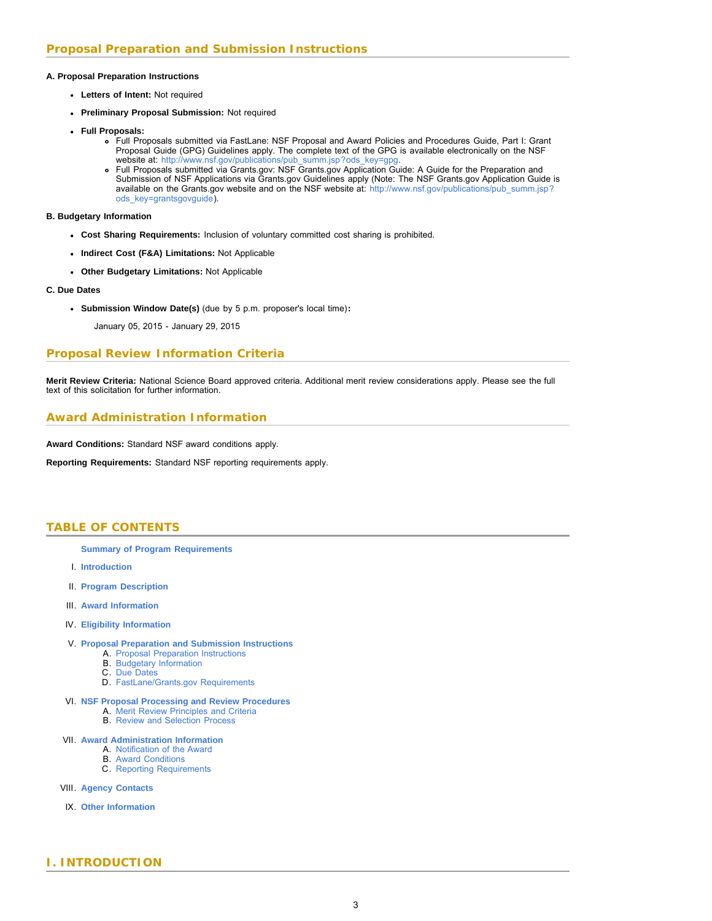## Proposal Preparation and Submission Instructions

**A. Proposal Preparation Instructions**

- **Letters of Intent:** Not required
- **Preliminary Proposal Submission:** Not required
- **Full Proposals:**
    - Full Proposals submitted via FastLane: NSF Proposal and Award Policies and Procedures Guide, Part I: Grant Proposal Guide (GPG) Guidelines apply. The complete text of the GPG is available electronically on the NSF website at: http://www.nsf.gov/publications/pub_summ.jsp?ods_key=gpg.
    - Full Proposals submitted via Grants.gov: NSF Grants.gov Application Guide: A Guide for the Preparation and Submission of NSF Applications via Grants.gov Guidelines apply (Note: The NSF Grants.gov Application Guide is available on the Grants.gov website and on the NSF website at: http://www.nsf.gov/publications/pub_summ.jsp?ods_key=grantsgovguide).

**B. Budgetary Information**

- **Cost Sharing Requirements:** Inclusion of voluntary committed cost sharing is prohibited.
- **Indirect Cost (F&A) Limitations:** Not Applicable
- **Other Budgetary Limitations:** Not Applicable

**C. Due Dates**

- **Submission Window Date(s)** (due by 5 p.m. proposer's local time)**:**

  January 05, 2015 - January 29, 2015

## Proposal Review Information Criteria

**Merit Review Criteria:** National Science Board approved criteria. Additional merit review considerations apply. Please see the full text of this solicitation for further information.

## Award Administration Information

**Award Conditions:** Standard NSF award conditions apply.

**Reporting Requirements:** Standard NSF reporting requirements apply.

## TABLE OF CONTENTS

**Summary of Program Requirements**

I. **Introduction**

II. **Program Description**

III. **Award Information**

IV. **Eligibility Information**

V. **Proposal Preparation and Submission Instructions**
   A. Proposal Preparation Instructions
   B. Budgetary Information
   C. Due Dates
   D. FastLane/Grants.gov Requirements

VI. **NSF Proposal Processing and Review Procedures**
   A. Merit Review Principles and Criteria
   B. Review and Selection Process

VII. **Award Administration Information**
   A. Notification of the Award
   B. Award Conditions
   C. Reporting Requirements

VIII. **Agency Contacts**

IX. **Other Information**

## I. INTRODUCTION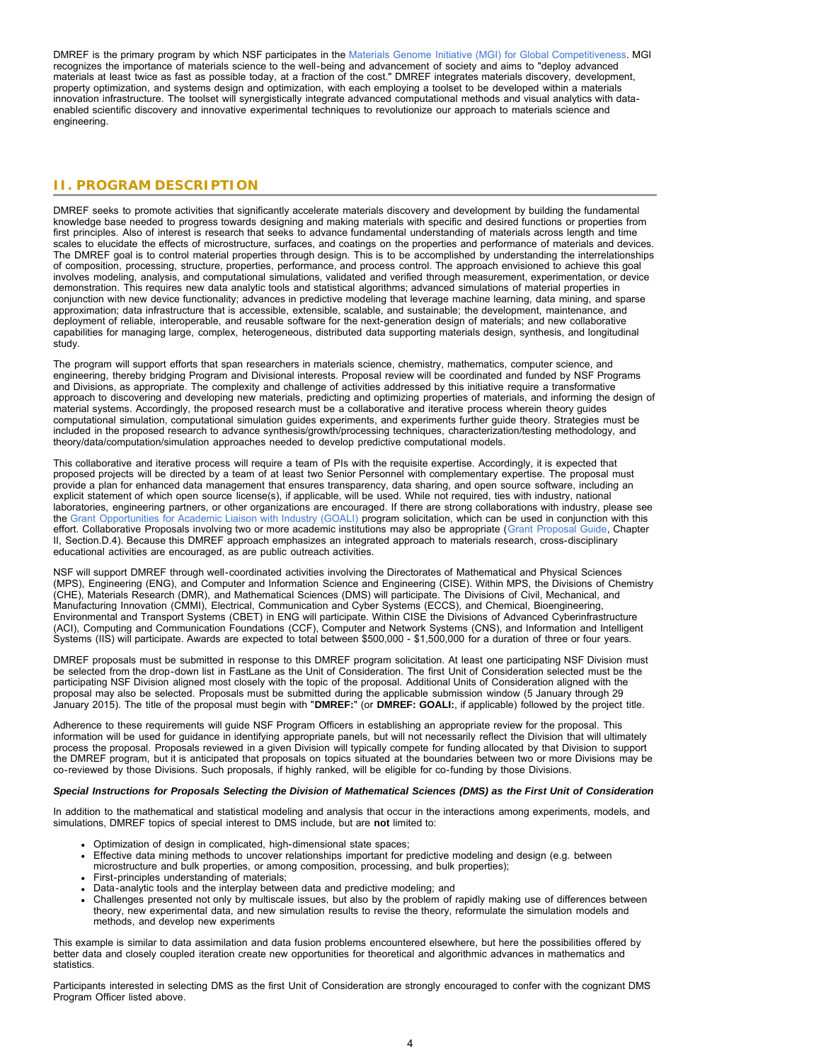DMREF is the primary program by which NSF participates in the Materials Genome Initiative (MGI) for Global Competitiveness. MGI recognizes the importance of materials science to the well-being and advancement of society and aims to "deploy advanced materials at least twice as fast as possible today, at a fraction of the cost." DMREF integrates materials discovery, development, property optimization, and systems design and optimization, with each employing a toolset to be developed within a materials innovation infrastructure. The toolset will synergistically integrate advanced computational methods and visual analytics with data-enabled scientific discovery and innovative experimental techniques to revolutionize our approach to materials science and engineering.

## II. PROGRAM DESCRIPTION

DMREF seeks to promote activities that significantly accelerate materials discovery and development by building the fundamental knowledge base needed to progress towards designing and making materials with specific and desired functions or properties from first principles. Also of interest is research that seeks to advance fundamental understanding of materials across length and time scales to elucidate the effects of microstructure, surfaces, and coatings on the properties and performance of materials and devices. The DMREF goal is to control material properties through design. This is to be accomplished by understanding the interrelationships of composition, processing, structure, properties, performance, and process control. The approach envisioned to achieve this goal involves modeling, analysis, and computational simulations, validated and verified through measurement, experimentation, or device demonstration. This requires new data analytic tools and statistical algorithms; advanced simulations of material properties in conjunction with new device functionality; advances in predictive modeling that leverage machine learning, data mining, and sparse approximation; data infrastructure that is accessible, extensible, scalable, and sustainable; the development, maintenance, and deployment of reliable, interoperable, and reusable software for the next-generation design of materials; and new collaborative capabilities for managing large, complex, heterogeneous, distributed data supporting materials design, synthesis, and longitudinal study.

The program will support efforts that span researchers in materials science, chemistry, mathematics, computer science, and engineering, thereby bridging Program and Divisional interests. Proposal review will be coordinated and funded by NSF Programs and Divisions, as appropriate. The complexity and challenge of activities addressed by this initiative require a transformative approach to discovering and developing new materials, predicting and optimizing properties of materials, and informing the design of material systems. Accordingly, the proposed research must be a collaborative and iterative process wherein theory guides computational simulation, computational simulation guides experiments, and experiments further guide theory. Strategies must be included in the proposed research to advance synthesis/growth/processing techniques, characterization/testing methodology, and theory/data/computation/simulation approaches needed to develop predictive computational models.

This collaborative and iterative process will require a team of PIs with the requisite expertise. Accordingly, it is expected that proposed projects will be directed by a team of at least two Senior Personnel with complementary expertise. The proposal must provide a plan for enhanced data management that ensures transparency, data sharing, and open source software, including an explicit statement of which open source license(s), if applicable, will be used. While not required, ties with industry, national laboratories, engineering partners, or other organizations are encouraged. If there are strong collaborations with industry, please see the Grant Opportunities for Academic Liaison with Industry (GOALI) program solicitation, which can be used in conjunction with this effort. Collaborative Proposals involving two or more academic institutions may also be appropriate (Grant Proposal Guide, Chapter II, Section.D.4). Because this DMREF approach emphasizes an integrated approach to materials research, cross-disciplinary educational activities are encouraged, as are public outreach activities.

NSF will support DMREF through well-coordinated activities involving the Directorates of Mathematical and Physical Sciences (MPS), Engineering (ENG), and Computer and Information Science and Engineering (CISE). Within MPS, the Divisions of Chemistry (CHE), Materials Research (DMR), and Mathematical Sciences (DMS) will participate. The Divisions of Civil, Mechanical, and Manufacturing Innovation (CMMI), Electrical, Communication and Cyber Systems (ECCS), and Chemical, Bioengineering, Environmental and Transport Systems (CBET) in ENG will participate. Within CISE the Divisions of Advanced Cyberinfrastructure (ACI), Computing and Communication Foundations (CCF), Computer and Network Systems (CNS), and Information and Intelligent Systems (IIS) will participate. Awards are expected to total between $500,000 - $1,500,000 for a duration of three or four years.

DMREF proposals must be submitted in response to this DMREF program solicitation. At least one participating NSF Division must be selected from the drop-down list in FastLane as the Unit of Consideration. The first Unit of Consideration selected must be the participating NSF Division aligned most closely with the topic of the proposal. Additional Units of Consideration aligned with the proposal may also be selected. Proposals must be submitted during the applicable submission window (5 January through 29 January 2015). The title of the proposal must begin with "**DMREF:**" (or **DMREF: GOALI:**, if applicable) followed by the project title.

Adherence to these requirements will guide NSF Program Officers in establishing an appropriate review for the proposal. This information will be used for guidance in identifying appropriate panels, but will not necessarily reflect the Division that will ultimately process the proposal. Proposals reviewed in a given Division will typically compete for funding allocated by that Division to support the DMREF program, but it is anticipated that proposals on topics situated at the boundaries between two or more Divisions may be co-reviewed by those Divisions. Such proposals, if highly ranked, will be eligible for co-funding by those Divisions.

***Special Instructions for Proposals Selecting the Division of Mathematical Sciences (DMS) as the First Unit of Consideration***

In addition to the mathematical and statistical modeling and analysis that occur in the interactions among experiments, models, and simulations, DMREF topics of special interest to DMS include, but are **not** limited to:

- Optimization of design in complicated, high-dimensional state spaces;
- Effective data mining methods to uncover relationships important for predictive modeling and design (e.g. between microstructure and bulk properties, or among composition, processing, and bulk properties);
- First-principles understanding of materials;
- Data-analytic tools and the interplay between data and predictive modeling; and
- Challenges presented not only by multiscale issues, but also by the problem of rapidly making use of differences between theory, new experimental data, and new simulation results to revise the theory, reformulate the simulation models and methods, and develop new experiments

This example is similar to data assimilation and data fusion problems encountered elsewhere, but here the possibilities offered by better data and closely coupled iteration create new opportunities for theoretical and algorithmic advances in mathematics and statistics.

Participants interested in selecting DMS as the first Unit of Consideration are strongly encouraged to confer with the cognizant DMS Program Officer listed above.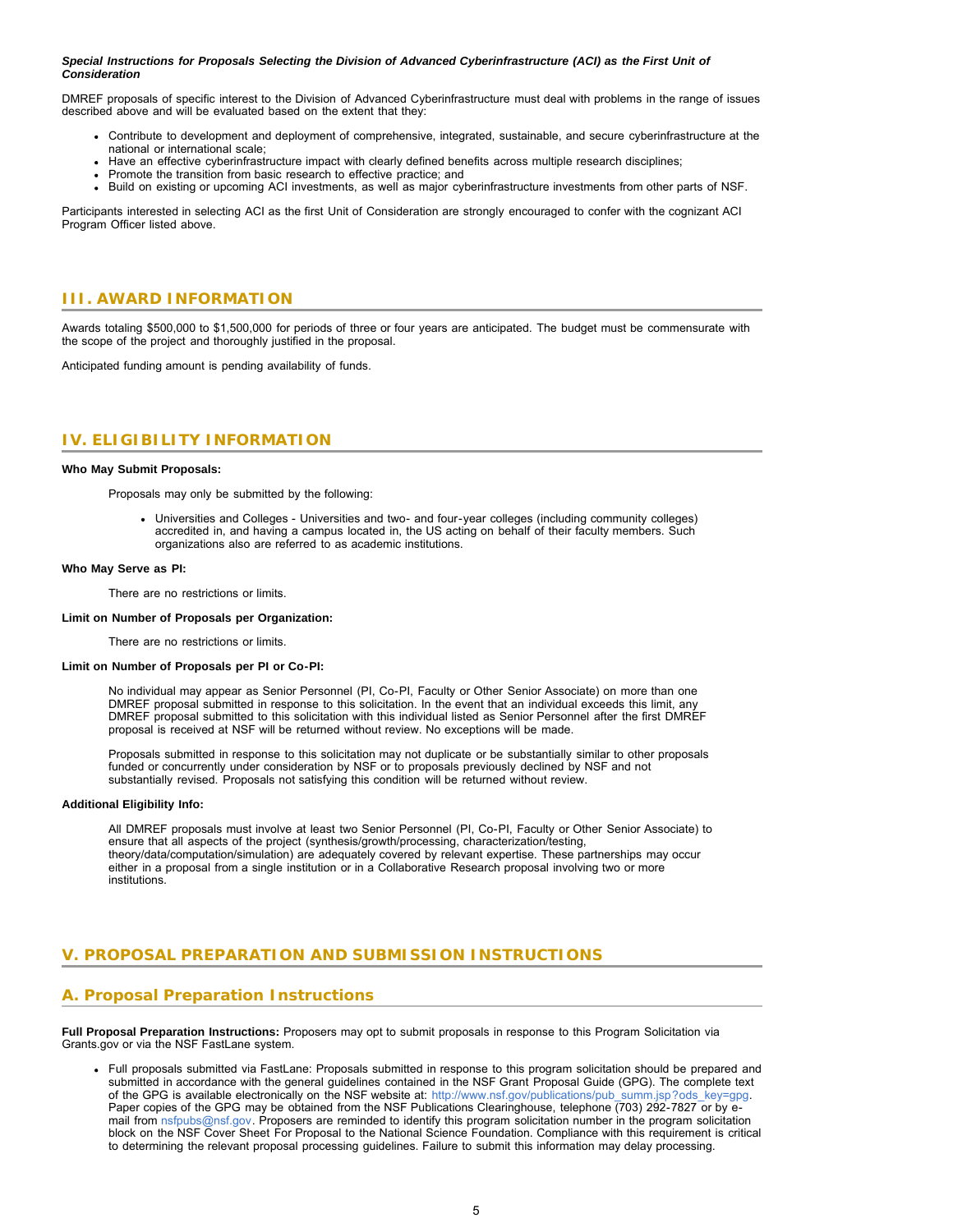***Special Instructions for Proposals Selecting the Division of Advanced Cyberinfrastructure (ACI) as the First Unit of Consideration***

DMREF proposals of specific interest to the Division of Advanced Cyberinfrastructure must deal with problems in the range of issues described above and will be evaluated based on the extent that they:

- Contribute to development and deployment of comprehensive, integrated, sustainable, and secure cyberinfrastructure at the national or international scale;
- Have an effective cyberinfrastructure impact with clearly defined benefits across multiple research disciplines;
- Promote the transition from basic research to effective practice; and
- Build on existing or upcoming ACI investments, as well as major cyberinfrastructure investments from other parts of NSF.

Participants interested in selecting ACI as the first Unit of Consideration are strongly encouraged to confer with the cognizant ACI Program Officer listed above.

## III. AWARD INFORMATION

Awards totaling $500,000 to $1,500,000 for periods of three or four years are anticipated. The budget must be commensurate with the scope of the project and thoroughly justified in the proposal.

Anticipated funding amount is pending availability of funds.

## IV. ELIGIBILITY INFORMATION

**Who May Submit Proposals:**

Proposals may only be submitted by the following:

- Universities and Colleges - Universities and two- and four-year colleges (including community colleges) accredited in, and having a campus located in, the US acting on behalf of their faculty members. Such organizations also are referred to as academic institutions.

**Who May Serve as PI:**

There are no restrictions or limits.

**Limit on Number of Proposals per Organization:**

There are no restrictions or limits.

**Limit on Number of Proposals per PI or Co-PI:**

No individual may appear as Senior Personnel (PI, Co-PI, Faculty or Other Senior Associate) on more than one DMREF proposal submitted in response to this solicitation. In the event that an individual exceeds this limit, any DMREF proposal submitted to this solicitation with this individual listed as Senior Personnel after the first DMREF proposal is received at NSF will be returned without review. No exceptions will be made.

Proposals submitted in response to this solicitation may not duplicate or be substantially similar to other proposals funded or concurrently under consideration by NSF or to proposals previously declined by NSF and not substantially revised. Proposals not satisfying this condition will be returned without review.

**Additional Eligibility Info:**

All DMREF proposals must involve at least two Senior Personnel (PI, Co-PI, Faculty or Other Senior Associate) to ensure that all aspects of the project (synthesis/growth/processing, characterization/testing, theory/data/computation/simulation) are adequately covered by relevant expertise. These partnerships may occur either in a proposal from a single institution or in a Collaborative Research proposal involving two or more institutions.

## V. PROPOSAL PREPARATION AND SUBMISSION INSTRUCTIONS

### A. Proposal Preparation Instructions

**Full Proposal Preparation Instructions:** Proposers may opt to submit proposals in response to this Program Solicitation via Grants.gov or via the NSF FastLane system.

- Full proposals submitted via FastLane: Proposals submitted in response to this program solicitation should be prepared and submitted in accordance with the general guidelines contained in the NSF Grant Proposal Guide (GPG). The complete text of the GPG is available electronically on the NSF website at: http://www.nsf.gov/publications/pub_summ.jsp?ods_key=gpg. Paper copies of the GPG may be obtained from the NSF Publications Clearinghouse, telephone (703) 292-7827 or by e-mail from nsfpubs@nsf.gov. Proposers are reminded to identify this program solicitation number in the program solicitation block on the NSF Cover Sheet For Proposal to the National Science Foundation. Compliance with this requirement is critical to determining the relevant proposal processing guidelines. Failure to submit this information may delay processing.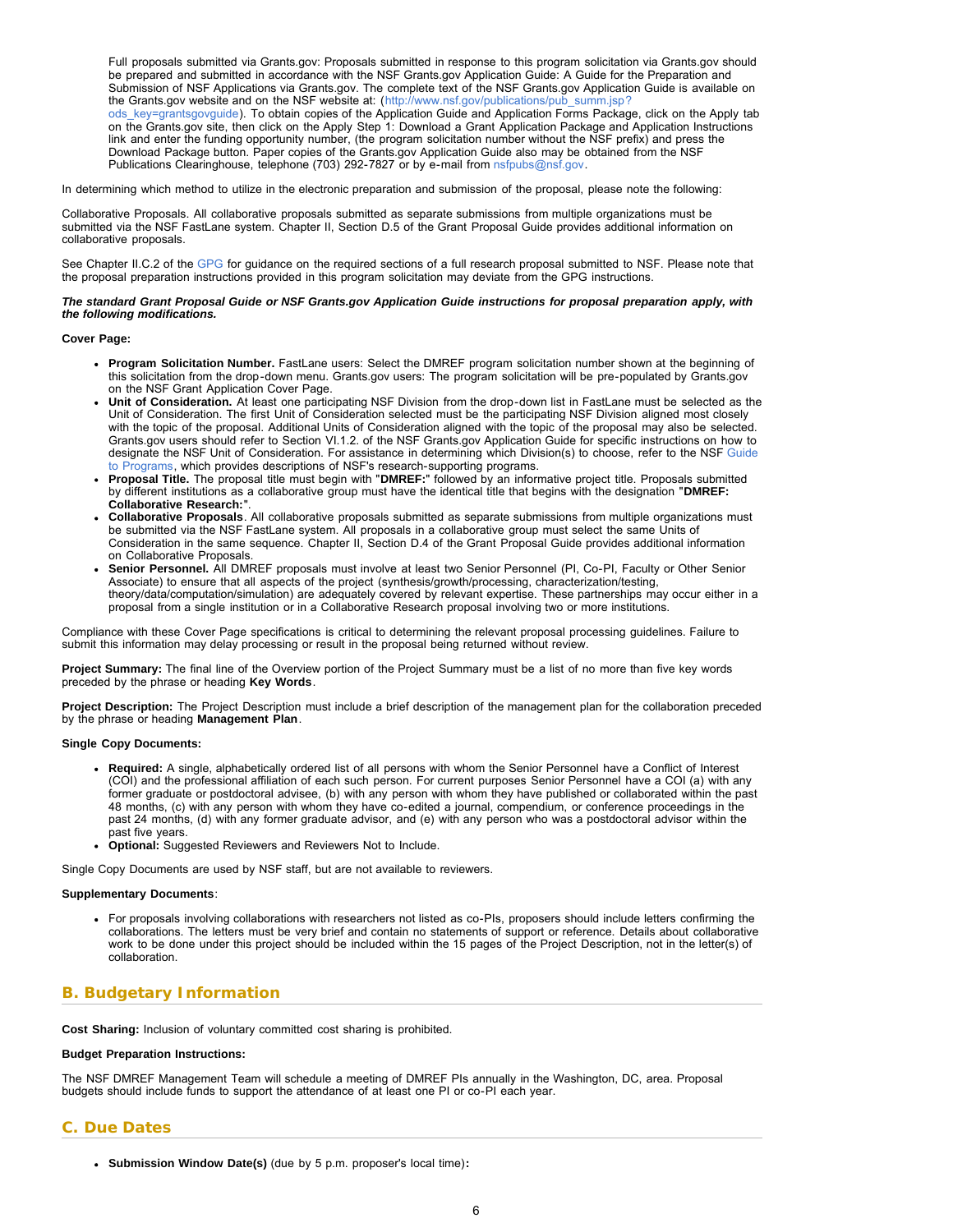Full proposals submitted via Grants.gov: Proposals submitted in response to this program solicitation via Grants.gov should be prepared and submitted in accordance with the NSF Grants.gov Application Guide: A Guide for the Preparation and Submission of NSF Applications via Grants.gov. The complete text of the NSF Grants.gov Application Guide is available on the Grants.gov website and on the NSF website at: (http://www.nsf.gov/publications/pub_summ.jsp?ods_key=grantsgovguide). To obtain copies of the Application Guide and Application Forms Package, click on the Apply tab on the Grants.gov site, then click on the Apply Step 1: Download a Grant Application Package and Application Instructions link and enter the funding opportunity number, (the program solicitation number without the NSF prefix) and press the Download Package button. Paper copies of the Grants.gov Application Guide also may be obtained from the NSF Publications Clearinghouse, telephone (703) 292-7827 or by e-mail from nsfpubs@nsf.gov.

In determining which method to utilize in the electronic preparation and submission of the proposal, please note the following:

Collaborative Proposals. All collaborative proposals submitted as separate submissions from multiple organizations must be submitted via the NSF FastLane system. Chapter II, Section D.5 of the Grant Proposal Guide provides additional information on collaborative proposals.

See Chapter II.C.2 of the GPG for guidance on the required sections of a full research proposal submitted to NSF. Please note that the proposal preparation instructions provided in this program solicitation may deviate from the GPG instructions.

***The standard Grant Proposal Guide or NSF Grants.gov Application Guide instructions for proposal preparation apply, with the following modifications.***

**Cover Page:**

- **Program Solicitation Number.** FastLane users: Select the DMREF program solicitation number shown at the beginning of this solicitation from the drop-down menu. Grants.gov users: The program solicitation will be pre-populated by Grants.gov on the NSF Grant Application Cover Page.
- **Unit of Consideration.** At least one participating NSF Division from the drop-down list in FastLane must be selected as the Unit of Consideration. The first Unit of Consideration selected must be the participating NSF Division aligned most closely with the topic of the proposal. Additional Units of Consideration aligned with the topic of the proposal may also be selected. Grants.gov users should refer to Section VI.1.2. of the NSF Grants.gov Application Guide for specific instructions on how to designate the NSF Unit of Consideration. For assistance in determining which Division(s) to choose, refer to the NSF Guide to Programs, which provides descriptions of NSF's research-supporting programs.
- **Proposal Title.** The proposal title must begin with "**DMREF:**" followed by an informative project title. Proposals submitted by different institutions as a collaborative group must have the identical title that begins with the designation "**DMREF: Collaborative Research:**".
- **Collaborative Proposals**. All collaborative proposals submitted as separate submissions from multiple organizations must be submitted via the NSF FastLane system. All proposals in a collaborative group must select the same Units of Consideration in the same sequence. Chapter II, Section D.4 of the Grant Proposal Guide provides additional information on Collaborative Proposals.
- **Senior Personnel.** All DMREF proposals must involve at least two Senior Personnel (PI, Co-PI, Faculty or Other Senior Associate) to ensure that all aspects of the project (synthesis/growth/processing, characterization/testing, theory/data/computation/simulation) are adequately covered by relevant expertise. These partnerships may occur either in a proposal from a single institution or in a Collaborative Research proposal involving two or more institutions.

Compliance with these Cover Page specifications is critical to determining the relevant proposal processing guidelines. Failure to submit this information may delay processing or result in the proposal being returned without review.

**Project Summary:** The final line of the Overview portion of the Project Summary must be a list of no more than five key words preceded by the phrase or heading **Key Words**.

**Project Description:** The Project Description must include a brief description of the management plan for the collaboration preceded by the phrase or heading **Management Plan**.

**Single Copy Documents:**

- **Required:** A single, alphabetically ordered list of all persons with whom the Senior Personnel have a Conflict of Interest (COI) and the professional affiliation of each such person. For current purposes Senior Personnel have a COI (a) with any former graduate or postdoctoral advisee, (b) with any person with whom they have published or collaborated within the past 48 months, (c) with any person with whom they have co-edited a journal, compendium, or conference proceedings in the past 24 months, (d) with any former graduate advisor, and (e) with any person who was a postdoctoral advisor within the past five years.
- **Optional:** Suggested Reviewers and Reviewers Not to Include.

Single Copy Documents are used by NSF staff, but are not available to reviewers.

**Supplementary Documents**:

- For proposals involving collaborations with researchers not listed as co-PIs, proposers should include letters confirming the collaborations. The letters must be very brief and contain no statements of support or reference. Details about collaborative work to be done under this project should be included within the 15 pages of the Project Description, not in the letter(s) of collaboration.

## B. Budgetary Information

**Cost Sharing:** Inclusion of voluntary committed cost sharing is prohibited.

**Budget Preparation Instructions:**

The NSF DMREF Management Team will schedule a meeting of DMREF PIs annually in the Washington, DC, area. Proposal budgets should include funds to support the attendance of at least one PI or co-PI each year.

## C. Due Dates

- **Submission Window Date(s)** (due by 5 p.m. proposer's local time)**:**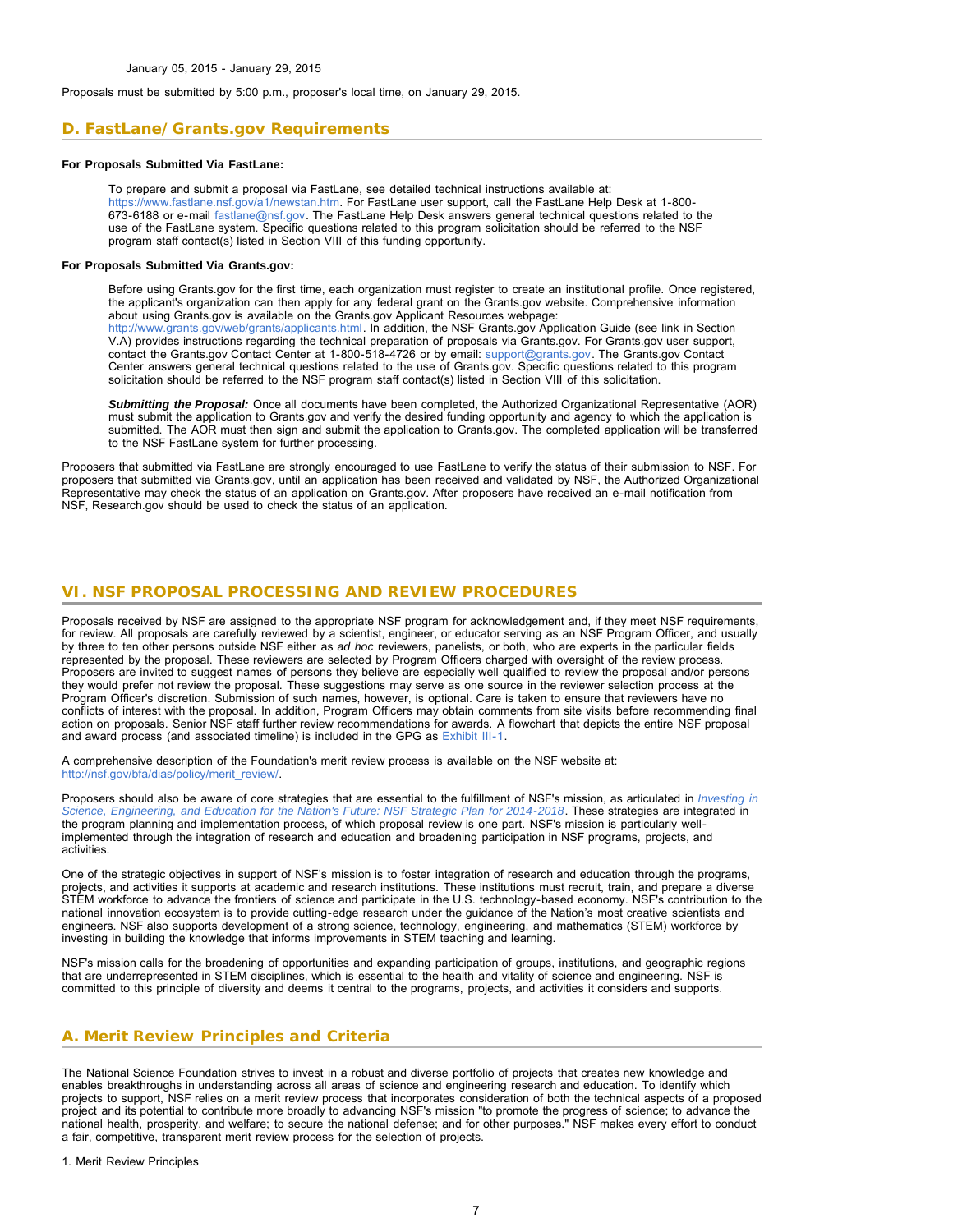January 05, 2015 - January 29, 2015

Proposals must be submitted by 5:00 p.m., proposer's local time, on January 29, 2015.

## D. FastLane/Grants.gov Requirements

**For Proposals Submitted Via FastLane:**

To prepare and submit a proposal via FastLane, see detailed technical instructions available at: https://www.fastlane.nsf.gov/a1/newstan.htm. For FastLane user support, call the FastLane Help Desk at 1-800-673-6188 or e-mail fastlane@nsf.gov. The FastLane Help Desk answers general technical questions related to the use of the FastLane system. Specific questions related to this program solicitation should be referred to the NSF program staff contact(s) listed in Section VIII of this funding opportunity.

**For Proposals Submitted Via Grants.gov:**

Before using Grants.gov for the first time, each organization must register to create an institutional profile. Once registered, the applicant's organization can then apply for any federal grant on the Grants.gov website. Comprehensive information about using Grants.gov is available on the Grants.gov Applicant Resources webpage: http://www.grants.gov/web/grants/applicants.html. In addition, the NSF Grants.gov Application Guide (see link in Section V.A) provides instructions regarding the technical preparation of proposals via Grants.gov. For Grants.gov user support, contact the Grants.gov Contact Center at 1-800-518-4726 or by email: support@grants.gov. The Grants.gov Contact Center answers general technical questions related to the use of Grants.gov. Specific questions related to this program solicitation should be referred to the NSF program staff contact(s) listed in Section VIII of this solicitation.

***Submitting the Proposal:*** Once all documents have been completed, the Authorized Organizational Representative (AOR) must submit the application to Grants.gov and verify the desired funding opportunity and agency to which the application is submitted. The AOR must then sign and submit the application to Grants.gov. The completed application will be transferred to the NSF FastLane system for further processing.

Proposers that submitted via FastLane are strongly encouraged to use FastLane to verify the status of their submission to NSF. For proposers that submitted via Grants.gov, until an application has been received and validated by NSF, the Authorized Organizational Representative may check the status of an application on Grants.gov. After proposers have received an e-mail notification from NSF, Research.gov should be used to check the status of an application.

# VI. NSF PROPOSAL PROCESSING AND REVIEW PROCEDURES

Proposals received by NSF are assigned to the appropriate NSF program for acknowledgement and, if they meet NSF requirements, for review. All proposals are carefully reviewed by a scientist, engineer, or educator serving as an NSF Program Officer, and usually by three to ten other persons outside NSF either as *ad hoc* reviewers, panelists, or both, who are experts in the particular fields represented by the proposal. These reviewers are selected by Program Officers charged with oversight of the review process. Proposers are invited to suggest names of persons they believe are especially well qualified to review the proposal and/or persons they would prefer not review the proposal. These suggestions may serve as one source in the reviewer selection process at the Program Officer's discretion. Submission of such names, however, is optional. Care is taken to ensure that reviewers have no conflicts of interest with the proposal. In addition, Program Officers may obtain comments from site visits before recommending final action on proposals. Senior NSF staff further review recommendations for awards. A flowchart that depicts the entire NSF proposal and award process (and associated timeline) is included in the GPG as Exhibit III-1.

A comprehensive description of the Foundation's merit review process is available on the NSF website at: http://nsf.gov/bfa/dias/policy/merit_review/.

Proposers should also be aware of core strategies that are essential to the fulfillment of NSF's mission, as articulated in *Investing in Science, Engineering, and Education for the Nation's Future: NSF Strategic Plan for 2014-2018*. These strategies are integrated in the program planning and implementation process, of which proposal review is one part. NSF's mission is particularly well-implemented through the integration of research and education and broadening participation in NSF programs, projects, and activities.

One of the strategic objectives in support of NSF's mission is to foster integration of research and education through the programs, projects, and activities it supports at academic and research institutions. These institutions must recruit, train, and prepare a diverse STEM workforce to advance the frontiers of science and participate in the U.S. technology-based economy. NSF's contribution to the national innovation ecosystem is to provide cutting-edge research under the guidance of the Nation's most creative scientists and engineers. NSF also supports development of a strong science, technology, engineering, and mathematics (STEM) workforce by investing in building the knowledge that informs improvements in STEM teaching and learning.

NSF's mission calls for the broadening of opportunities and expanding participation of groups, institutions, and geographic regions that are underrepresented in STEM disciplines, which is essential to the health and vitality of science and engineering. NSF is committed to this principle of diversity and deems it central to the programs, projects, and activities it considers and supports.

## A. Merit Review Principles and Criteria

The National Science Foundation strives to invest in a robust and diverse portfolio of projects that creates new knowledge and enables breakthroughs in understanding across all areas of science and engineering research and education. To identify which projects to support, NSF relies on a merit review process that incorporates consideration of both the technical aspects of a proposed project and its potential to contribute more broadly to advancing NSF's mission "to promote the progress of science; to advance the national health, prosperity, and welfare; to secure the national defense; and for other purposes." NSF makes every effort to conduct a fair, competitive, transparent merit review process for the selection of projects.

1. Merit Review Principles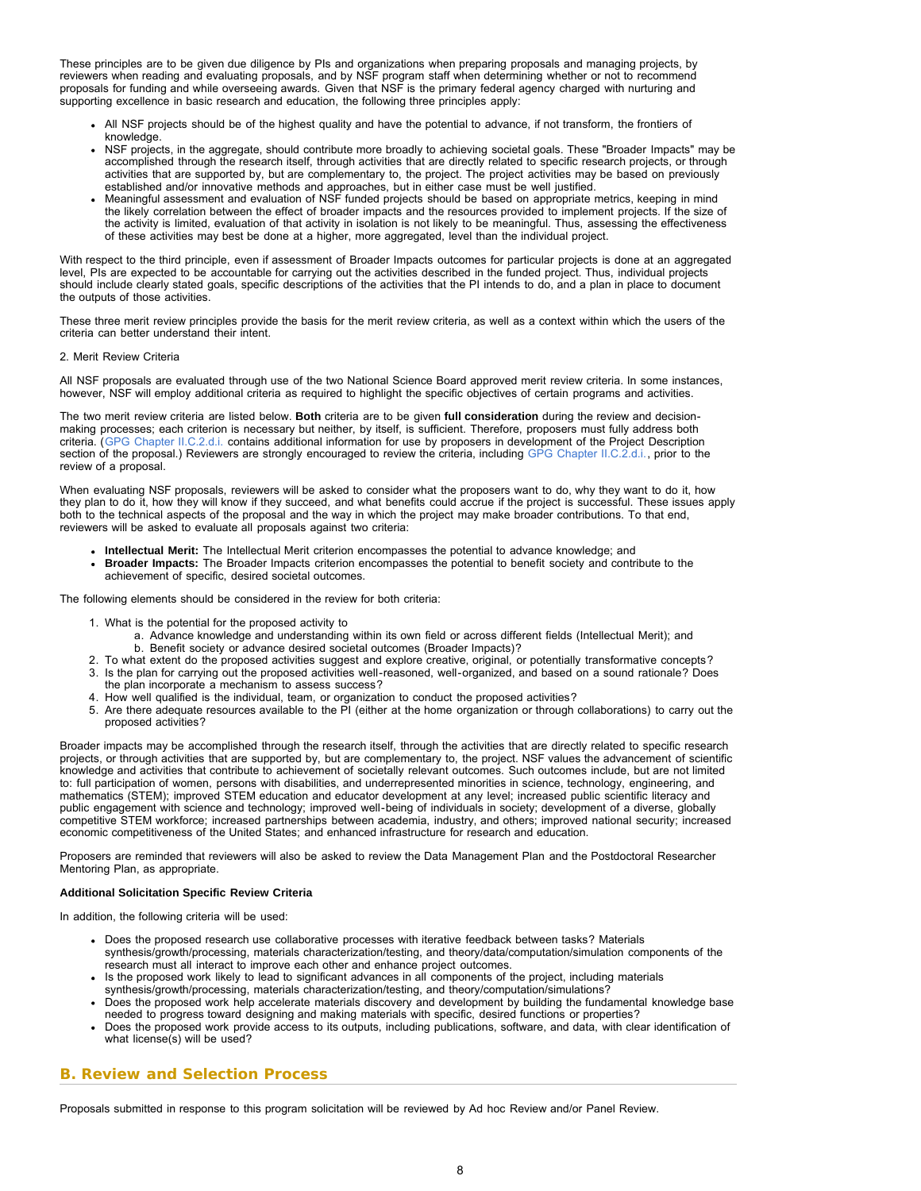These principles are to be given due diligence by PIs and organizations when preparing proposals and managing projects, by reviewers when reading and evaluating proposals, and by NSF program staff when determining whether or not to recommend proposals for funding and while overseeing awards. Given that NSF is the primary federal agency charged with nurturing and supporting excellence in basic research and education, the following three principles apply:

- All NSF projects should be of the highest quality and have the potential to advance, if not transform, the frontiers of knowledge.
- NSF projects, in the aggregate, should contribute more broadly to achieving societal goals. These "Broader Impacts" may be accomplished through the research itself, through activities that are directly related to specific research projects, or through activities that are supported by, but are complementary to, the project. The project activities may be based on previously established and/or innovative methods and approaches, but in either case must be well justified.
- Meaningful assessment and evaluation of NSF funded projects should be based on appropriate metrics, keeping in mind the likely correlation between the effect of broader impacts and the resources provided to implement projects. If the size of the activity is limited, evaluation of that activity in isolation is not likely to be meaningful. Thus, assessing the effectiveness of these activities may best be done at a higher, more aggregated, level than the individual project.

With respect to the third principle, even if assessment of Broader Impacts outcomes for particular projects is done at an aggregated level, PIs are expected to be accountable for carrying out the activities described in the funded project. Thus, individual projects should include clearly stated goals, specific descriptions of the activities that the PI intends to do, and a plan in place to document the outputs of those activities.

These three merit review principles provide the basis for the merit review criteria, as well as a context within which the users of the criteria can better understand their intent.

2. Merit Review Criteria

All NSF proposals are evaluated through use of the two National Science Board approved merit review criteria. In some instances, however, NSF will employ additional criteria as required to highlight the specific objectives of certain programs and activities.

The two merit review criteria are listed below. **Both** criteria are to be given **full consideration** during the review and decision-making processes; each criterion is necessary but neither, by itself, is sufficient. Therefore, proposers must fully address both criteria. (GPG Chapter II.C.2.d.i. contains additional information for use by proposers in development of the Project Description section of the proposal.) Reviewers are strongly encouraged to review the criteria, including GPG Chapter II.C.2.d.i., prior to the review of a proposal.

When evaluating NSF proposals, reviewers will be asked to consider what the proposers want to do, why they want to do it, how they plan to do it, how they will know if they succeed, and what benefits could accrue if the project is successful. These issues apply both to the technical aspects of the proposal and the way in which the project may make broader contributions. To that end, reviewers will be asked to evaluate all proposals against two criteria:

- **Intellectual Merit:** The Intellectual Merit criterion encompasses the potential to advance knowledge; and
- **Broader Impacts:** The Broader Impacts criterion encompasses the potential to benefit society and contribute to the achievement of specific, desired societal outcomes.

The following elements should be considered in the review for both criteria:

1. What is the potential for the proposed activity to
    a. Advance knowledge and understanding within its own field or across different fields (Intellectual Merit); and
    b. Benefit society or advance desired societal outcomes (Broader Impacts)?
2. To what extent do the proposed activities suggest and explore creative, original, or potentially transformative concepts?
3. Is the plan for carrying out the proposed activities well-reasoned, well-organized, and based on a sound rationale? Does the plan incorporate a mechanism to assess success?
4. How well qualified is the individual, team, or organization to conduct the proposed activities?
5. Are there adequate resources available to the PI (either at the home organization or through collaborations) to carry out the proposed activities?

Broader impacts may be accomplished through the research itself, through the activities that are directly related to specific research projects, or through activities that are supported by, but are complementary to, the project. NSF values the advancement of scientific knowledge and activities that contribute to achievement of societally relevant outcomes. Such outcomes include, but are not limited to: full participation of women, persons with disabilities, and underrepresented minorities in science, technology, engineering, and mathematics (STEM); improved STEM education and educator development at any level; increased public scientific literacy and public engagement with science and technology; improved well-being of individuals in society; development of a diverse, globally competitive STEM workforce; increased partnerships between academia, industry, and others; improved national security; increased economic competitiveness of the United States; and enhanced infrastructure for research and education.

Proposers are reminded that reviewers will also be asked to review the Data Management Plan and the Postdoctoral Researcher Mentoring Plan, as appropriate.

**Additional Solicitation Specific Review Criteria**

In addition, the following criteria will be used:

- Does the proposed research use collaborative processes with iterative feedback between tasks? Materials synthesis/growth/processing, materials characterization/testing, and theory/data/computation/simulation components of the research must all interact to improve each other and enhance project outcomes.
- Is the proposed work likely to lead to significant advances in all components of the project, including materials synthesis/growth/processing, materials characterization/testing, and theory/computation/simulations?
- Does the proposed work help accelerate materials discovery and development by building the fundamental knowledge base needed to progress toward designing and making materials with specific, desired functions or properties?
- Does the proposed work provide access to its outputs, including publications, software, and data, with clear identification of what license(s) will be used?

## B. Review and Selection Process

Proposals submitted in response to this program solicitation will be reviewed by Ad hoc Review and/or Panel Review.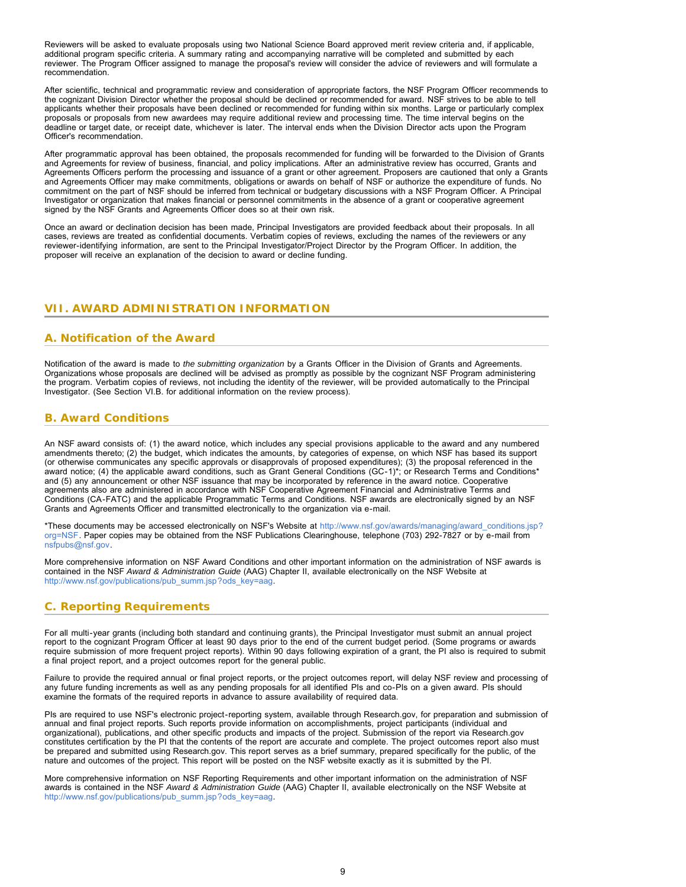Reviewers will be asked to evaluate proposals using two National Science Board approved merit review criteria and, if applicable, additional program specific criteria. A summary rating and accompanying narrative will be completed and submitted by each reviewer. The Program Officer assigned to manage the proposal's review will consider the advice of reviewers and will formulate a recommendation.

After scientific, technical and programmatic review and consideration of appropriate factors, the NSF Program Officer recommends to the cognizant Division Director whether the proposal should be declined or recommended for award. NSF strives to be able to tell applicants whether their proposals have been declined or recommended for funding within six months. Large or particularly complex proposals or proposals from new awardees may require additional review and processing time. The time interval begins on the deadline or target date, or receipt date, whichever is later. The interval ends when the Division Director acts upon the Program Officer's recommendation.

After programmatic approval has been obtained, the proposals recommended for funding will be forwarded to the Division of Grants and Agreements for review of business, financial, and policy implications. After an administrative review has occurred, Grants and Agreements Officers perform the processing and issuance of a grant or other agreement. Proposers are cautioned that only a Grants and Agreements Officer may make commitments, obligations or awards on behalf of NSF or authorize the expenditure of funds. No commitment on the part of NSF should be inferred from technical or budgetary discussions with a NSF Program Officer. A Principal Investigator or organization that makes financial or personnel commitments in the absence of a grant or cooperative agreement signed by the NSF Grants and Agreements Officer does so at their own risk.

Once an award or declination decision has been made, Principal Investigators are provided feedback about their proposals. In all cases, reviews are treated as confidential documents. Verbatim copies of reviews, excluding the names of the reviewers or any reviewer-identifying information, are sent to the Principal Investigator/Project Director by the Program Officer. In addition, the proposer will receive an explanation of the decision to award or decline funding.

## VII. AWARD ADMINISTRATION INFORMATION

### A. Notification of the Award

Notification of the award is made to *the submitting organization* by a Grants Officer in the Division of Grants and Agreements. Organizations whose proposals are declined will be advised as promptly as possible by the cognizant NSF Program administering the program. Verbatim copies of reviews, not including the identity of the reviewer, will be provided automatically to the Principal Investigator. (See Section VI.B. for additional information on the review process).

### B. Award Conditions

An NSF award consists of: (1) the award notice, which includes any special provisions applicable to the award and any numbered amendments thereto; (2) the budget, which indicates the amounts, by categories of expense, on which NSF has based its support (or otherwise communicates any specific approvals or disapprovals of proposed expenditures); (3) the proposal referenced in the award notice; (4) the applicable award conditions, such as Grant General Conditions (GC-1)*; or Research Terms and Conditions* and (5) any announcement or other NSF issuance that may be incorporated by reference in the award notice. Cooperative agreements also are administered in accordance with NSF Cooperative Agreement Financial and Administrative Terms and Conditions (CA-FATC) and the applicable Programmatic Terms and Conditions. NSF awards are electronically signed by an NSF Grants and Agreements Officer and transmitted electronically to the organization via e-mail.

*These documents may be accessed electronically on NSF's Website at http://www.nsf.gov/awards/managing/award_conditions.jsp?org=NSF. Paper copies may be obtained from the NSF Publications Clearinghouse, telephone (703) 292-7827 or by e-mail from nsfpubs@nsf.gov.

More comprehensive information on NSF Award Conditions and other important information on the administration of NSF awards is contained in the NSF *Award & Administration Guide* (AAG) Chapter II, available electronically on the NSF Website at http://www.nsf.gov/publications/pub_summ.jsp?ods_key=aag.

### C. Reporting Requirements

For all multi-year grants (including both standard and continuing grants), the Principal Investigator must submit an annual project report to the cognizant Program Officer at least 90 days prior to the end of the current budget period. (Some programs or awards require submission of more frequent project reports). Within 90 days following expiration of a grant, the PI also is required to submit a final project report, and a project outcomes report for the general public.

Failure to provide the required annual or final project reports, or the project outcomes report, will delay NSF review and processing of any future funding increments as well as any pending proposals for all identified PIs and co-PIs on a given award. PIs should examine the formats of the required reports in advance to assure availability of required data.

PIs are required to use NSF's electronic project-reporting system, available through Research.gov, for preparation and submission of annual and final project reports. Such reports provide information on accomplishments, project participants (individual and organizational), publications, and other specific products and impacts of the project. Submission of the report via Research.gov constitutes certification by the PI that the contents of the report are accurate and complete. The project outcomes report also must be prepared and submitted using Research.gov. This report serves as a brief summary, prepared specifically for the public, of the nature and outcomes of the project. This report will be posted on the NSF website exactly as it is submitted by the PI.

More comprehensive information on NSF Reporting Requirements and other important information on the administration of NSF awards is contained in the NSF *Award & Administration Guide* (AAG) Chapter II, available electronically on the NSF Website at http://www.nsf.gov/publications/pub_summ.jsp?ods_key=aag.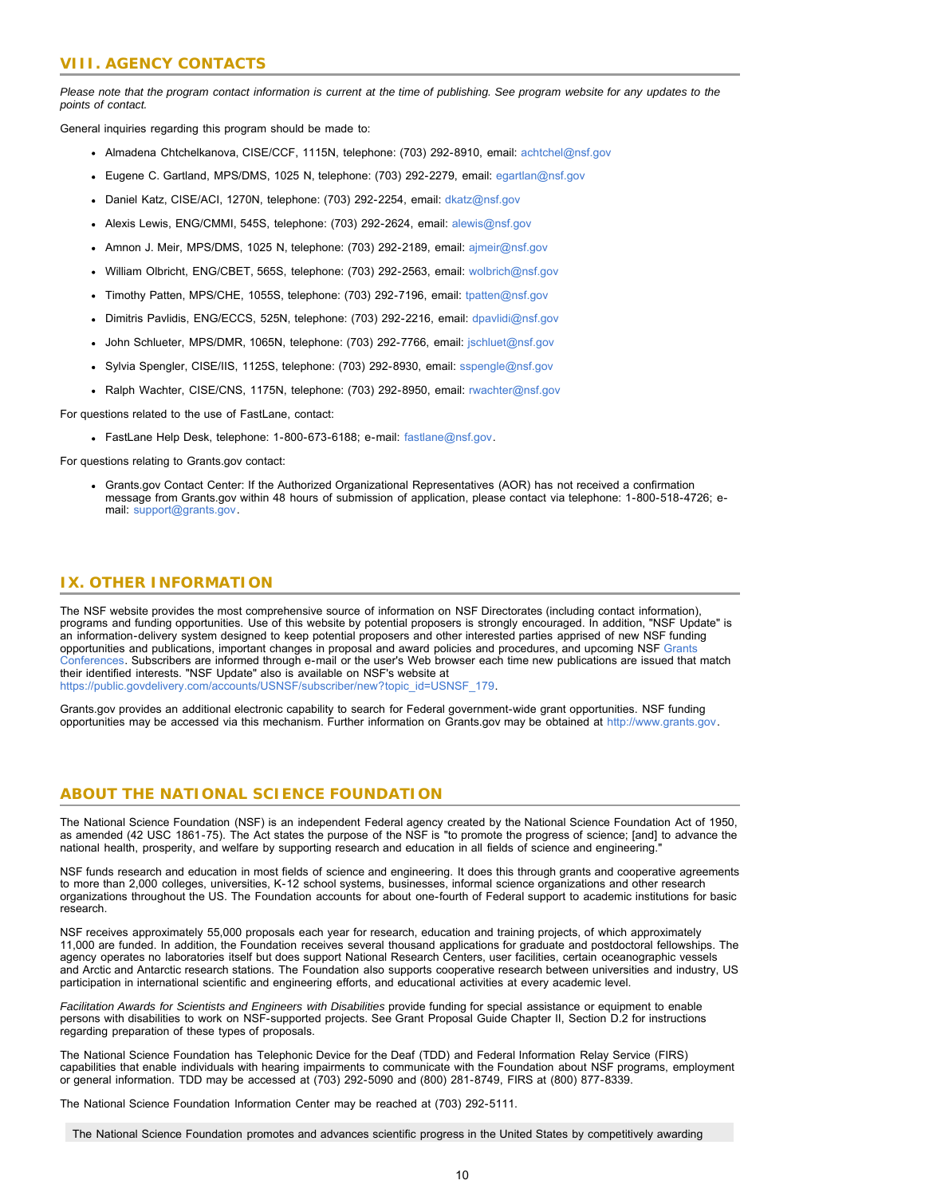## VIII. AGENCY CONTACTS

*Please note that the program contact information is current at the time of publishing. See program website for any updates to the points of contact.*

General inquiries regarding this program should be made to:

- Almadena Chtchelkanova, CISE/CCF, 1115N, telephone: (703) 292-8910, email: achtchel@nsf.gov
- Eugene C. Gartland, MPS/DMS, 1025 N, telephone: (703) 292-2279, email: egartlan@nsf.gov
- Daniel Katz, CISE/ACI, 1270N, telephone: (703) 292-2254, email: dkatz@nsf.gov
- Alexis Lewis, ENG/CMMI, 545S, telephone: (703) 292-2624, email: alewis@nsf.gov
- Amnon J. Meir, MPS/DMS, 1025 N, telephone: (703) 292-2189, email: ajmeir@nsf.gov
- William Olbricht, ENG/CBET, 565S, telephone: (703) 292-2563, email: wolbrich@nsf.gov
- Timothy Patten, MPS/CHE, 1055S, telephone: (703) 292-7196, email: tpatten@nsf.gov
- Dimitris Pavlidis, ENG/ECCS, 525N, telephone: (703) 292-2216, email: dpavlidi@nsf.gov
- John Schlueter, MPS/DMR, 1065N, telephone: (703) 292-7766, email: jschluet@nsf.gov
- Sylvia Spengler, CISE/IIS, 1125S, telephone: (703) 292-8930, email: sspengle@nsf.gov
- Ralph Wachter, CISE/CNS, 1175N, telephone: (703) 292-8950, email: rwachter@nsf.gov

For questions related to the use of FastLane, contact:

- FastLane Help Desk, telephone: 1-800-673-6188; e-mail: fastlane@nsf.gov.

For questions relating to Grants.gov contact:

- Grants.gov Contact Center: If the Authorized Organizational Representatives (AOR) has not received a confirmation message from Grants.gov within 48 hours of submission of application, please contact via telephone: 1-800-518-4726; e-mail: support@grants.gov.

## IX. OTHER INFORMATION

The NSF website provides the most comprehensive source of information on NSF Directorates (including contact information), programs and funding opportunities. Use of this website by potential proposers is strongly encouraged. In addition, "NSF Update" is an information-delivery system designed to keep potential proposers and other interested parties apprised of new NSF funding opportunities and publications, important changes in proposal and award policies and procedures, and upcoming NSF Grants Conferences. Subscribers are informed through e-mail or the user's Web browser each time new publications are issued that match their identified interests. "NSF Update" also is available on NSF's website at https://public.govdelivery.com/accounts/USNSF/subscriber/new?topic_id=USNSF_179.

Grants.gov provides an additional electronic capability to search for Federal government-wide grant opportunities. NSF funding opportunities may be accessed via this mechanism. Further information on Grants.gov may be obtained at http://www.grants.gov.

## ABOUT THE NATIONAL SCIENCE FOUNDATION

The National Science Foundation (NSF) is an independent Federal agency created by the National Science Foundation Act of 1950, as amended (42 USC 1861-75). The Act states the purpose of the NSF is "to promote the progress of science; [and] to advance the national health, prosperity, and welfare by supporting research and education in all fields of science and engineering."

NSF funds research and education in most fields of science and engineering. It does this through grants and cooperative agreements to more than 2,000 colleges, universities, K-12 school systems, businesses, informal science organizations and other research organizations throughout the US. The Foundation accounts for about one-fourth of Federal support to academic institutions for basic research.

NSF receives approximately 55,000 proposals each year for research, education and training projects, of which approximately 11,000 are funded. In addition, the Foundation receives several thousand applications for graduate and postdoctoral fellowships. The agency operates no laboratories itself but does support National Research Centers, user facilities, certain oceanographic vessels and Arctic and Antarctic research stations. The Foundation also supports cooperative research between universities and industry, US participation in international scientific and engineering efforts, and educational activities at every academic level.

*Facilitation Awards for Scientists and Engineers with Disabilities* provide funding for special assistance or equipment to enable persons with disabilities to work on NSF-supported projects. See Grant Proposal Guide Chapter II, Section D.2 for instructions regarding preparation of these types of proposals.

The National Science Foundation has Telephonic Device for the Deaf (TDD) and Federal Information Relay Service (FIRS) capabilities that enable individuals with hearing impairments to communicate with the Foundation about NSF programs, employment or general information. TDD may be accessed at (703) 292-5090 and (800) 281-8749, FIRS at (800) 877-8339.

The National Science Foundation Information Center may be reached at (703) 292-5111.

The National Science Foundation promotes and advances scientific progress in the United States by competitively awarding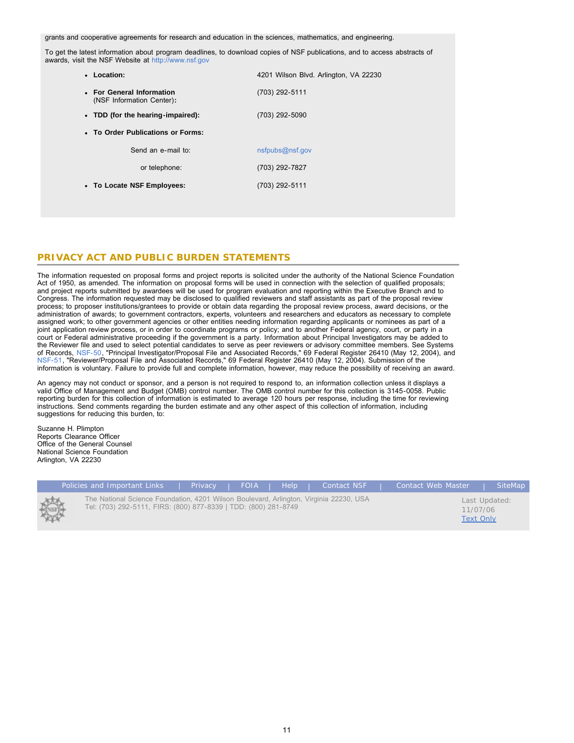grants and cooperative agreements for research and education in the sciences, mathematics, and engineering.

To get the latest information about program deadlines, to download copies of NSF publications, and to access abstracts of awards, visit the NSF Website at http://www.nsf.gov

- **Location:** 4201 Wilson Blvd. Arlington, VA 22230
- **For General Information** (NSF Information Center)**:** (703) 292-5111
- **TDD (for the hearing-impaired):** (703) 292-5090
- **To Order Publications or Forms:**
  - Send an e-mail to: nsfpubs@nsf.gov
  - or telephone: (703) 292-7827
- **To Locate NSF Employees:** (703) 292-5111

## PRIVACY ACT AND PUBLIC BURDEN STATEMENTS

The information requested on proposal forms and project reports is solicited under the authority of the National Science Foundation Act of 1950, as amended. The information on proposal forms will be used in connection with the selection of qualified proposals; and project reports submitted by awardees will be used for program evaluation and reporting within the Executive Branch and to Congress. The information requested may be disclosed to qualified reviewers and staff assistants as part of the proposal review process; to proposer institutions/grantees to provide or obtain data regarding the proposal review process, award decisions, or the administration of awards; to government contractors, experts, volunteers and researchers and educators as necessary to complete assigned work; to other government agencies or other entities needing information regarding applicants or nominees as part of a joint application review process, or in order to coordinate programs or policy; and to another Federal agency, court, or party in a court or Federal administrative proceeding if the government is a party. Information about Principal Investigators may be added to the Reviewer file and used to select potential candidates to serve as peer reviewers or advisory committee members. See Systems of Records, NSF-50, "Principal Investigator/Proposal File and Associated Records," 69 Federal Register 26410 (May 12, 2004), and NSF-51, "Reviewer/Proposal File and Associated Records," 69 Federal Register 26410 (May 12, 2004). Submission of the information is voluntary. Failure to provide full and complete information, however, may reduce the possibility of receiving an award.

An agency may not conduct or sponsor, and a person is not required to respond to, an information collection unless it displays a valid Office of Management and Budget (OMB) control number. The OMB control number for this collection is 3145-0058. Public reporting burden for this collection of information is estimated to average 120 hours per response, including the time for reviewing instructions. Send comments regarding the burden estimate and any other aspect of this collection of information, including suggestions for reducing this burden, to:

Suzanne H. Plimpton
Reports Clearance Officer
Office of the General Counsel
National Science Foundation
Arlington, VA 22230

Policies and Important Links | Privacy | FOIA | Help | Contact NSF | Contact Web Master | SiteMap

The National Science Foundation, 4201 Wilson Boulevard, Arlington, Virginia 22230, USA
Tel: (703) 292-5111, FIRS: (800) 877-8339 | TDD: (800) 281-8749

Last Updated: 11/07/06
Text Only